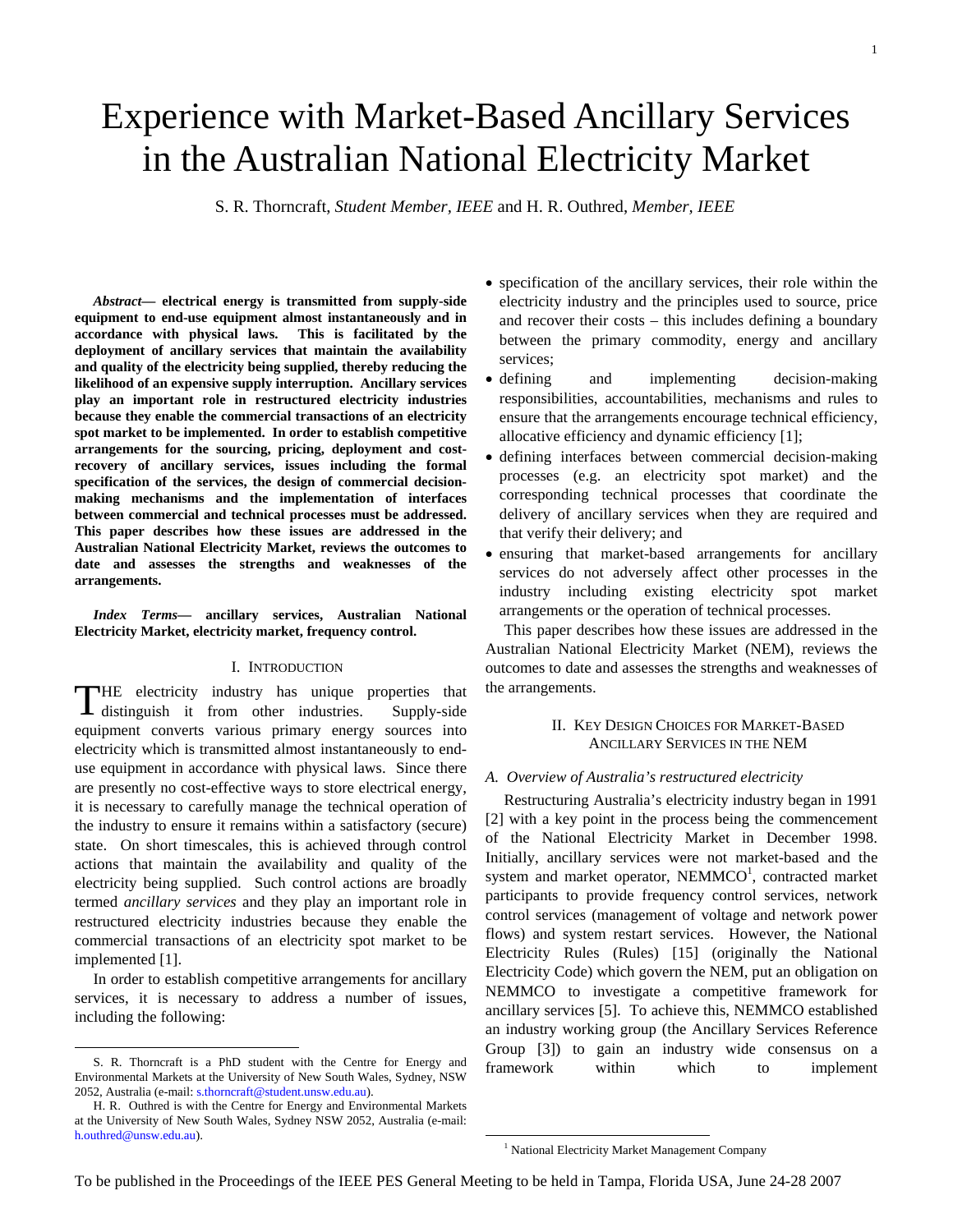# Experience with Market-Based Ancillary Services in the Australian National Electricity Market

S. R. Thorncraft, *Student Member, IEEE* and H. R. Outhred, *Member, IEEE*

***Abstract*— electrical energy is transmitted from supply-side equipment to end-use equipment almost instantaneously and in accordance with physical laws. This is facilitated by the deployment of ancillary services that maintain the availability and quality of the electricity being supplied, thereby reducing the likelihood of an expensive supply interruption. Ancillary services play an important role in restructured electricity industries because they enable the commercial transactions of an electricity spot market to be implemented. In order to establish competitive arrangements for the sourcing, pricing, deployment and cost-recovery of ancillary services, issues including the formal specification of the services, the design of commercial decision-making mechanisms and the implementation of interfaces between commercial and technical processes must be addressed. This paper describes how these issues are addressed in the Australian National Electricity Market, reviews the outcomes to date and assesses the strengths and weaknesses of the arrangements.**

***Index Terms*— ancillary services, Australian National Electricity Market, electricity market, frequency control.**

## I. Introduction

The electricity industry has unique properties that distinguish it from other industries. Supply-side equipment converts various primary energy sources into electricity which is transmitted almost instantaneously to end-use equipment in accordance with physical laws. Since there are presently no cost-effective ways to store electrical energy, it is necessary to carefully manage the technical operation of the industry to ensure it remains within a satisfactory (secure) state. On short timescales, this is achieved through control actions that maintain the availability and quality of the electricity being supplied. Such control actions are broadly termed *ancillary services* and they play an important role in restructured electricity industries because they enable the commercial transactions of an electricity spot market to be implemented [1].

In order to establish competitive arrangements for ancillary services, it is necessary to address a number of issues, including the following:

- specification of the ancillary services, their role within the electricity industry and the principles used to source, price and recover their costs – this includes defining a boundary between the primary commodity, energy and ancillary services;
- defining and implementing decision-making responsibilities, accountabilities, mechanisms and rules to ensure that the arrangements encourage technical efficiency, allocative efficiency and dynamic efficiency [1];
- defining interfaces between commercial decision-making processes (e.g. an electricity spot market) and the corresponding technical processes that coordinate the delivery of ancillary services when they are required and that verify their delivery; and
- ensuring that market-based arrangements for ancillary services do not adversely affect other processes in the industry including existing electricity spot market arrangements or the operation of technical processes.

This paper describes how these issues are addressed in the Australian National Electricity Market (NEM), reviews the outcomes to date and assesses the strengths and weaknesses of the arrangements.

## II. Key Design Choices for Market-Based Ancillary Services in the NEM

### A. Overview of Australia's restructured electricity

Restructuring Australia's electricity industry began in 1991 [2] with a key point in the process being the commencement of the National Electricity Market in December 1998. Initially, ancillary services were not market-based and the system and market operator, NEMMCO[1], contracted market participants to provide frequency control services, network control services (management of voltage and network power flows) and system restart services. However, the National Electricity Rules (Rules) [15] (originally the National Electricity Code) which govern the NEM, put an obligation on NEMMCO to investigate a competitive framework for ancillary services [5]. To achieve this, NEMMCO established an industry working group (the Ancillary Services Reference Group [3]) to gain an industry wide consensus on a framework within which to implement

---

S. R. Thorncraft is a PhD student with the Centre for Energy and Environmental Markets at the University of New South Wales, Sydney, NSW 2052, Australia (e-mail: s.thorncraft@student.unsw.edu.au).

H. R. Outhred is with the Centre for Energy and Environmental Markets at the University of New South Wales, Sydney NSW 2052, Australia (e-mail: h.outhred@unsw.edu.au).

[1] National Electricity Market Management Company

To be published in the Proceedings of the IEEE PES General Meeting to be held in Tampa, Florida USA, June 24-28 2007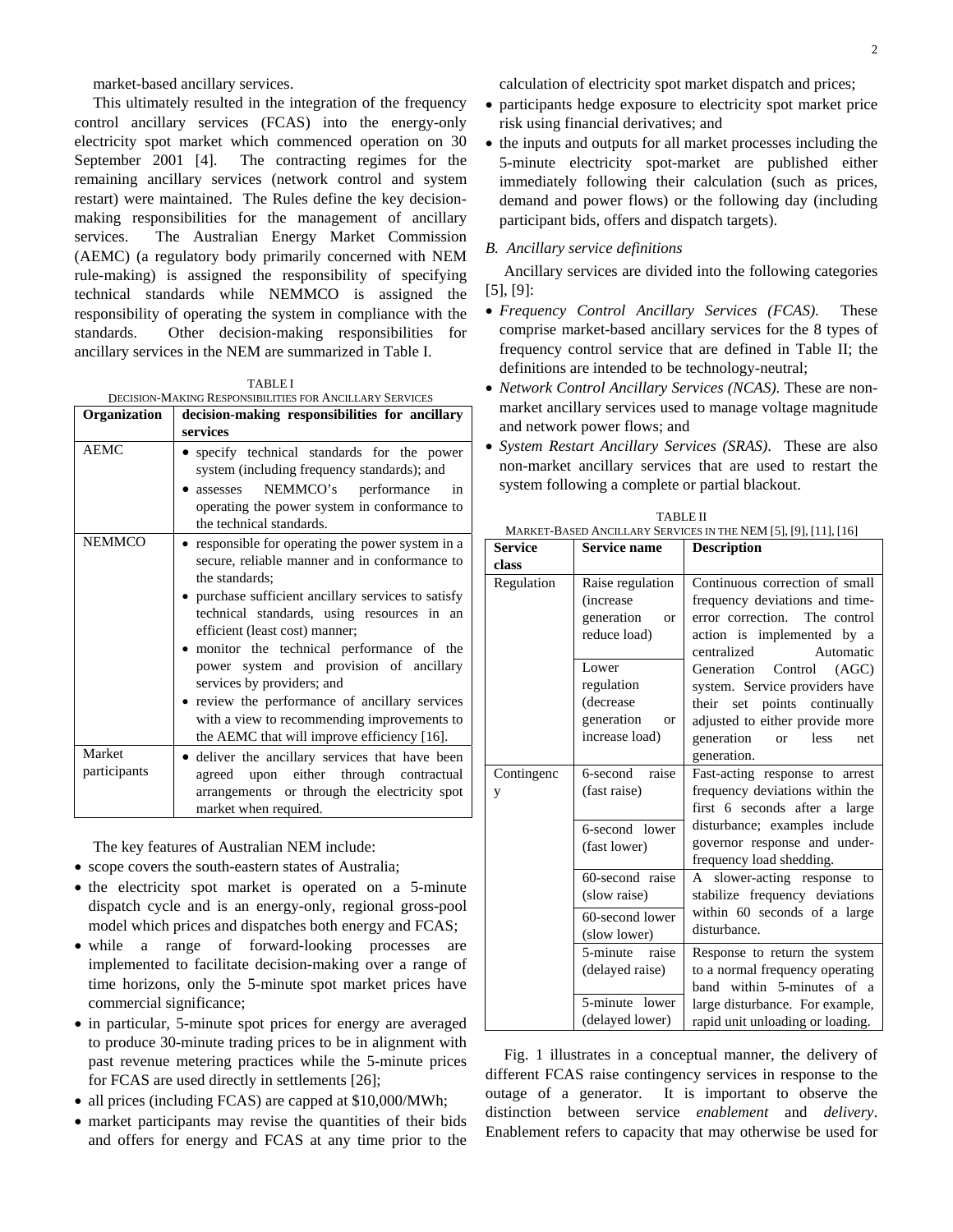market-based ancillary services.

This ultimately resulted in the integration of the frequency control ancillary services (FCAS) into the energy-only electricity spot market which commenced operation on 30 September 2001 [4]. The contracting regimes for the remaining ancillary services (network control and system restart) were maintained. The Rules define the key decision-making responsibilities for the management of ancillary services. The Australian Energy Market Commission (AEMC) (a regulatory body primarily concerned with NEM rule-making) is assigned the responsibility of specifying technical standards while NEMMCO is assigned the responsibility of operating the system in compliance with the standards. Other decision-making responsibilities for ancillary services in the NEM are summarized in Table I.

TABLE I
DECISION-MAKING RESPONSIBILITIES FOR ANCILLARY SERVICES

| Organization | decision-making responsibilities for ancillary services |
|---|---|
| AEMC | • specify technical standards for the power system (including frequency standards); and<br>• assesses NEMMCO's performance in operating the power system in conformance to the technical standards. |
| NEMMCO | • responsible for operating the power system in a secure, reliable manner and in conformance to the standards;<br>• purchase sufficient ancillary services to satisfy technical standards, using resources in an efficient (least cost) manner;<br>• monitor the technical performance of the power system and provision of ancillary services by providers; and<br>• review the performance of ancillary services with a view to recommending improvements to the AEMC that will improve efficiency [16]. |
| Market participants | • deliver the ancillary services that have been agreed upon either through contractual arrangements or through the electricity spot market when required. |

The key features of Australian NEM include:

- scope covers the south-eastern states of Australia;
- the electricity spot market is operated on a 5-minute dispatch cycle and is an energy-only, regional gross-pool model which prices and dispatches both energy and FCAS;
- while a range of forward-looking processes are implemented to facilitate decision-making over a range of time horizons, only the 5-minute spot market prices have commercial significance;
- in particular, 5-minute spot prices for energy are averaged to produce 30-minute trading prices to be in alignment with past revenue metering practices while the 5-minute prices for FCAS are used directly in settlements [26];
- all prices (including FCAS) are capped at \$10,000/MWh;
- market participants may revise the quantities of their bids and offers for energy and FCAS at any time prior to the calculation of electricity spot market dispatch and prices;
- participants hedge exposure to electricity spot market price risk using financial derivatives; and
- the inputs and outputs for all market processes including the 5-minute electricity spot-market are published either immediately following their calculation (such as prices, demand and power flows) or the following day (including participant bids, offers and dispatch targets).

### B. Ancillary service definitions

Ancillary services are divided into the following categories [5], [9]:

- *Frequency Control Ancillary Services (FCAS).* These comprise market-based ancillary services for the 8 types of frequency control service that are defined in Table II; the definitions are intended to be technology-neutral;
- *Network Control Ancillary Services (NCAS).* These are non-market ancillary services used to manage voltage magnitude and network power flows; and
- *System Restart Ancillary Services (SRAS).* These are also non-market ancillary services that are used to restart the system following a complete or partial blackout.

TABLE II
MARKET-BASED ANCILLARY SERVICES IN THE NEM [5], [9], [11], [16]

| Service class | Service name | Description |
|---|---|---|
| Regulation | Raise regulation (increase generation or reduce load) | Continuous correction of small frequency deviations and time-error correction. The control action is implemented by a centralized Automatic Generation Control (AGC) system. Service providers have their set points continually adjusted to either provide more generation or less net generation. |
| | Lower regulation (decrease generation or increase load) | |
| Contingency | 6-second raise (fast raise) | Fast-acting response to arrest frequency deviations within the first 6 seconds after a large disturbance; examples include governor response and under-frequency load shedding. |
| | 6-second lower (fast lower) | |
| | 60-second raise (slow raise) | A slower-acting response to stabilize frequency deviations within 60 seconds of a large disturbance. |
| | 60-second lower (slow lower) | |
| | 5-minute raise (delayed raise) | Response to return the system to a normal frequency operating band within 5-minutes of a large disturbance. For example, rapid unit unloading or loading. |
| | 5-minute lower (delayed lower) | |

Fig. 1 illustrates in a conceptual manner, the delivery of different FCAS raise contingency services in response to the outage of a generator. It is important to observe the distinction between service *enablement* and *delivery*. Enablement refers to capacity that may otherwise be used for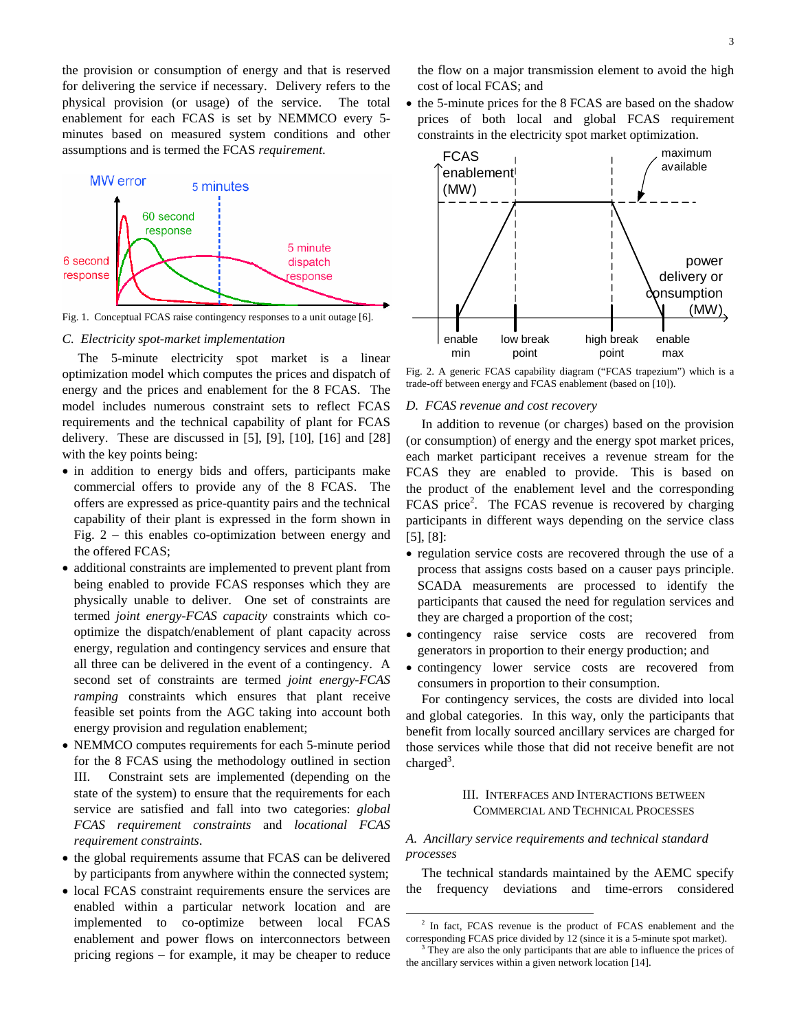the provision or consumption of energy and that is reserved for delivering the service if necessary. Delivery refers to the physical provision (or usage) of the service. The total enablement for each FCAS is set by NEMMCO every 5-minutes based on measured system conditions and other assumptions and is termed the FCAS *requirement*.

Fig. 1. Conceptual FCAS raise contingency responses to a unit outage [6].

### C. Electricity spot-market implementation

The 5-minute electricity spot market is a linear optimization model which computes the prices and dispatch of energy and the prices and enablement for the 8 FCAS. The model includes numerous constraint sets to reflect FCAS requirements and the technical capability of plant for FCAS delivery. These are discussed in [5], [9], [10], [16] and [28] with the key points being:

- in addition to energy bids and offers, participants make commercial offers to provide any of the 8 FCAS. The offers are expressed as price-quantity pairs and the technical capability of their plant is expressed in the form shown in Fig. 2 – this enables co-optimization between energy and the offered FCAS;
- additional constraints are implemented to prevent plant from being enabled to provide FCAS responses which they are physically unable to deliver. One set of constraints are termed *joint energy-FCAS capacity* constraints which co-optimize the dispatch/enablement of plant capacity across energy, regulation and contingency services and ensure that all three can be delivered in the event of a contingency. A second set of constraints are termed *joint energy-FCAS ramping* constraints which ensures that plant receive feasible set points from the AGC taking into account both energy provision and regulation enablement;
- NEMMCO computes requirements for each 5-minute period for the 8 FCAS using the methodology outlined in section III. Constraint sets are implemented (depending on the state of the system) to ensure that the requirements for each service are satisfied and fall into two categories: *global FCAS requirement constraints* and *locational FCAS requirement constraints*.
- the global requirements assume that FCAS can be delivered by participants from anywhere within the connected system;
- local FCAS constraint requirements ensure the services are enabled within a particular network location and are implemented to co-optimize between local FCAS enablement and power flows on interconnectors between pricing regions – for example, it may be cheaper to reduce the flow on a major transmission element to avoid the high cost of local FCAS; and
- the 5-minute prices for the 8 FCAS are based on the shadow prices of both local and global FCAS requirement constraints in the electricity spot market optimization.

Fig. 2. A generic FCAS capability diagram ("FCAS trapezium") which is a trade-off between energy and FCAS enablement (based on [10]).

### D. FCAS revenue and cost recovery

In addition to revenue (or charges) based on the provision (or consumption) of energy and the energy spot market prices, each market participant receives a revenue stream for the FCAS they are enabled to provide. This is based on the product of the enablement level and the corresponding FCAS price[2]. The FCAS revenue is recovered by charging participants in different ways depending on the service class [5], [8]:

- regulation service costs are recovered through the use of a process that assigns costs based on a causer pays principle. SCADA measurements are processed to identify the participants that caused the need for regulation services and they are charged a proportion of the cost;
- contingency raise service costs are recovered from generators in proportion to their energy production; and
- contingency lower service costs are recovered from consumers in proportion to their consumption.

For contingency services, the costs are divided into local and global categories. In this way, only the participants that benefit from locally sourced ancillary services are charged for those services while those that did not receive benefit are not charged[3].

## III. Interfaces and Interactions between Commercial and Technical Processes

### A. Ancillary service requirements and technical standard processes

The technical standards maintained by the AEMC specify the frequency deviations and time-errors considered

---

[2] In fact, FCAS revenue is the product of FCAS enablement and the corresponding FCAS price divided by 12 (since it is a 5-minute spot market).

[3] They are also the only participants that are able to influence the prices of the ancillary services within a given network location [14].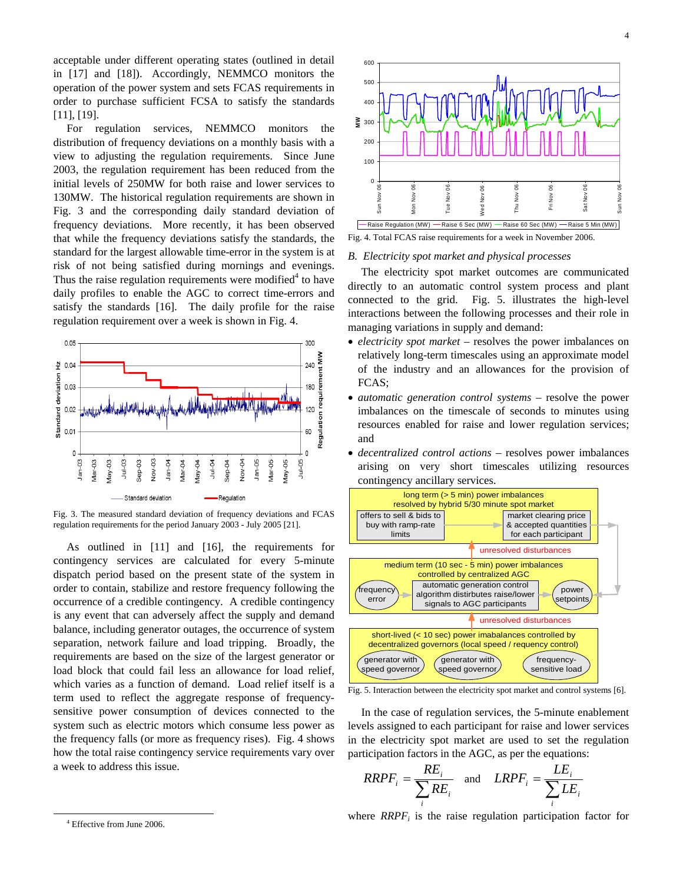acceptable under different operating states (outlined in detail in [17] and [18]). Accordingly, NEMMCO monitors the operation of the power system and sets FCAS requirements in order to purchase sufficient FCSA to satisfy the standards [11], [19].

For regulation services, NEMMCO monitors the distribution of frequency deviations on a monthly basis with a view to adjusting the regulation requirements. Since June 2003, the regulation requirement has been reduced from the initial levels of 250MW for both raise and lower services to 130MW. The historical regulation requirements are shown in Fig. 3 and the corresponding daily standard deviation of frequency deviations. More recently, it has been observed that while the frequency deviations satisfy the standards, the standard for the largest allowable time-error in the system is at risk of not being satisfied during mornings and evenings. Thus the raise regulation requirements were modified[4] to have daily profiles to enable the AGC to correct time-errors and satisfy the standards [16]. The daily profile for the raise regulation requirement over a week is shown in Fig. 4.

Fig. 3. The measured standard deviation of frequency deviations and FCAS regulation requirements for the period January 2003 - July 2005 [21].

As outlined in [11] and [16], the requirements for contingency services are calculated for every 5-minute dispatch period based on the present state of the system in order to contain, stabilize and restore frequency following the occurrence of a credible contingency. A credible contingency is any event that can adversely affect the supply and demand balance, including generator outages, the occurrence of system separation, network failure and load tripping. Broadly, the requirements are based on the size of the largest generator or load block that could fail less an allowance for load relief, which varies as a function of demand. Load relief itself is a term used to reflect the aggregate response of frequency-sensitive power consumption of devices connected to the system such as electric motors which consume less power as the frequency falls (or more as frequency rises). Fig. 4 shows how the total raise contingency service requirements vary over a week to address this issue.

[4] Effective from June 2006.

Fig. 4. Total FCAS raise requirements for a week in November 2006.

## B. *Electricity spot market and physical processes*

The electricity spot market outcomes are communicated directly to an automatic control system process and plant connected to the grid. Fig. 5. illustrates the high-level interactions between the following processes and their role in managing variations in supply and demand:

- *electricity spot market* – resolves the power imbalances on relatively long-term timescales using an approximate model of the industry and an allowances for the provision of FCAS;
- *automatic generation control systems* – resolve the power imbalances on the timescale of seconds to minutes using resources enabled for raise and lower regulation services; and
- *decentralized control actions* – resolves power imbalances arising on very short timescales utilizing resources contingency ancillary services.

Fig. 5. Interaction between the electricity spot market and control systems [6].

In the case of regulation services, the 5-minute enablement levels assigned to each participant for raise and lower services in the electricity spot market are used to set the regulation participation factors in the AGC, as per the equations:

$$RRPF_i = \frac{RE_i}{\sum_i RE_i} \quad \text{and} \quad LRPF_i = \frac{LE_i}{\sum_i LE_i}$$

where $RRPF_i$ is the raise regulation participation factor for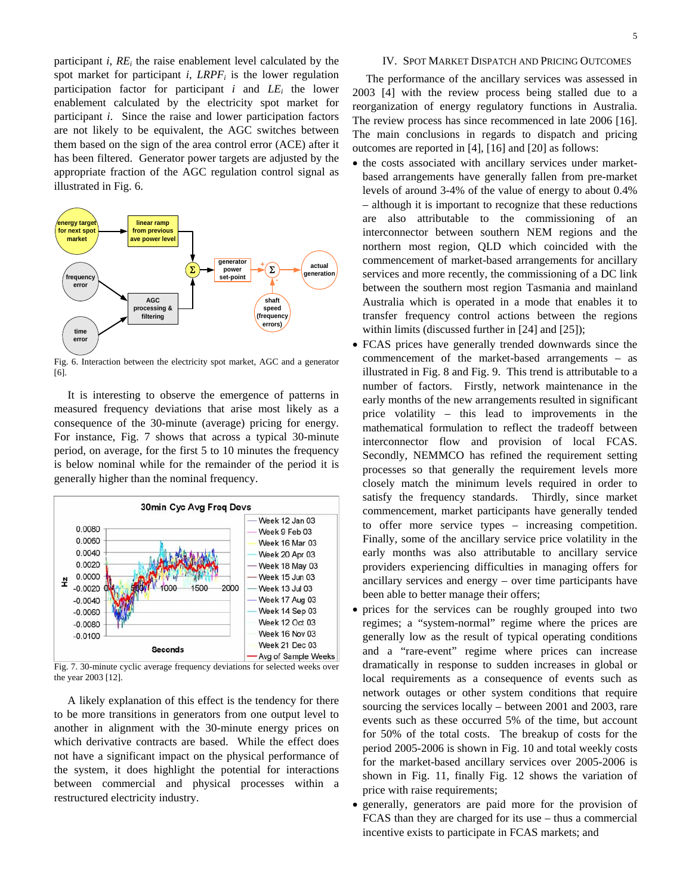participant *i*, $RE_i$ the raise enablement level calculated by the spot market for participant *i*, $LRPF_i$ is the lower regulation participation factor for participant *i* and $LE_i$ the lower enablement calculated by the electricity spot market for participant *i*. Since the raise and lower participation factors are not likely to be equivalent, the AGC switches between them based on the sign of the area control error (ACE) after it has been filtered. Generator power targets are adjusted by the appropriate fraction of the AGC regulation control signal as illustrated in Fig. 6.

Fig. 6. Interaction between the electricity spot market, AGC and a generator [6].

It is interesting to observe the emergence of patterns in measured frequency deviations that arise most likely as a consequence of the 30-minute (average) pricing for energy. For instance, Fig. 7 shows that across a typical 30-minute period, on average, for the first 5 to 10 minutes the frequency is below nominal while for the remainder of the period it is generally higher than the nominal frequency.

Fig. 7. 30-minute cyclic average frequency deviations for selected weeks over the year 2003 [12].

A likely explanation of this effect is the tendency for there to be more transitions in generators from one output level to another in alignment with the 30-minute energy prices on which derivative contracts are based. While the effect does not have a significant impact on the physical performance of the system, it does highlight the potential for interactions between commercial and physical processes within a restructured electricity industry.

## IV. Spot Market Dispatch and Pricing Outcomes

The performance of the ancillary services was assessed in 2003 [4] with the review process being stalled due to a reorganization of energy regulatory functions in Australia. The review process has since recommenced in late 2006 [16]. The main conclusions in regards to dispatch and pricing outcomes are reported in [4], [16] and [20] as follows:

- the costs associated with ancillary services under market-based arrangements have generally fallen from pre-market levels of around 3-4% of the value of energy to about 0.4% – although it is important to recognize that these reductions are also attributable to the commissioning of an interconnector between southern NEM regions and the northern most region, QLD which coincided with the commencement of market-based arrangements for ancillary services and more recently, the commissioning of a DC link between the southern most region Tasmania and mainland Australia which is operated in a mode that enables it to transfer frequency control actions between the regions within limits (discussed further in [24] and [25]);
- FCAS prices have generally trended downwards since the commencement of the market-based arrangements – as illustrated in Fig. 8 and Fig. 9. This trend is attributable to a number of factors. Firstly, network maintenance in the early months of the new arrangements resulted in significant price volatility – this lead to improvements in the mathematical formulation to reflect the tradeoff between interconnector flow and provision of local FCAS. Secondly, NEMMCO has refined the requirement setting processes so that generally the requirement levels more closely match the minimum levels required in order to satisfy the frequency standards. Thirdly, since market commencement, market participants have generally tended to offer more service types – increasing competition. Finally, some of the ancillary service price volatility in the early months was also attributable to ancillary service providers experiencing difficulties in managing offers for ancillary services and energy – over time participants have been able to better manage their offers;
- prices for the services can be roughly grouped into two regimes; a "system-normal" regime where the prices are generally low as the result of typical operating conditions and a "rare-event" regime where prices can increase dramatically in response to sudden increases in global or local requirements as a consequence of events such as network outages or other system conditions that require sourcing the services locally – between 2001 and 2003, rare events such as these occurred 5% of the time, but account for 50% of the total costs. The breakup of costs for the period 2005-2006 is shown in Fig. 10 and total weekly costs for the market-based ancillary services over 2005-2006 is shown in Fig. 11, finally Fig. 12 shows the variation of price with raise requirements;
- generally, generators are paid more for the provision of FCAS than they are charged for its use – thus a commercial incentive exists to participate in FCAS markets; and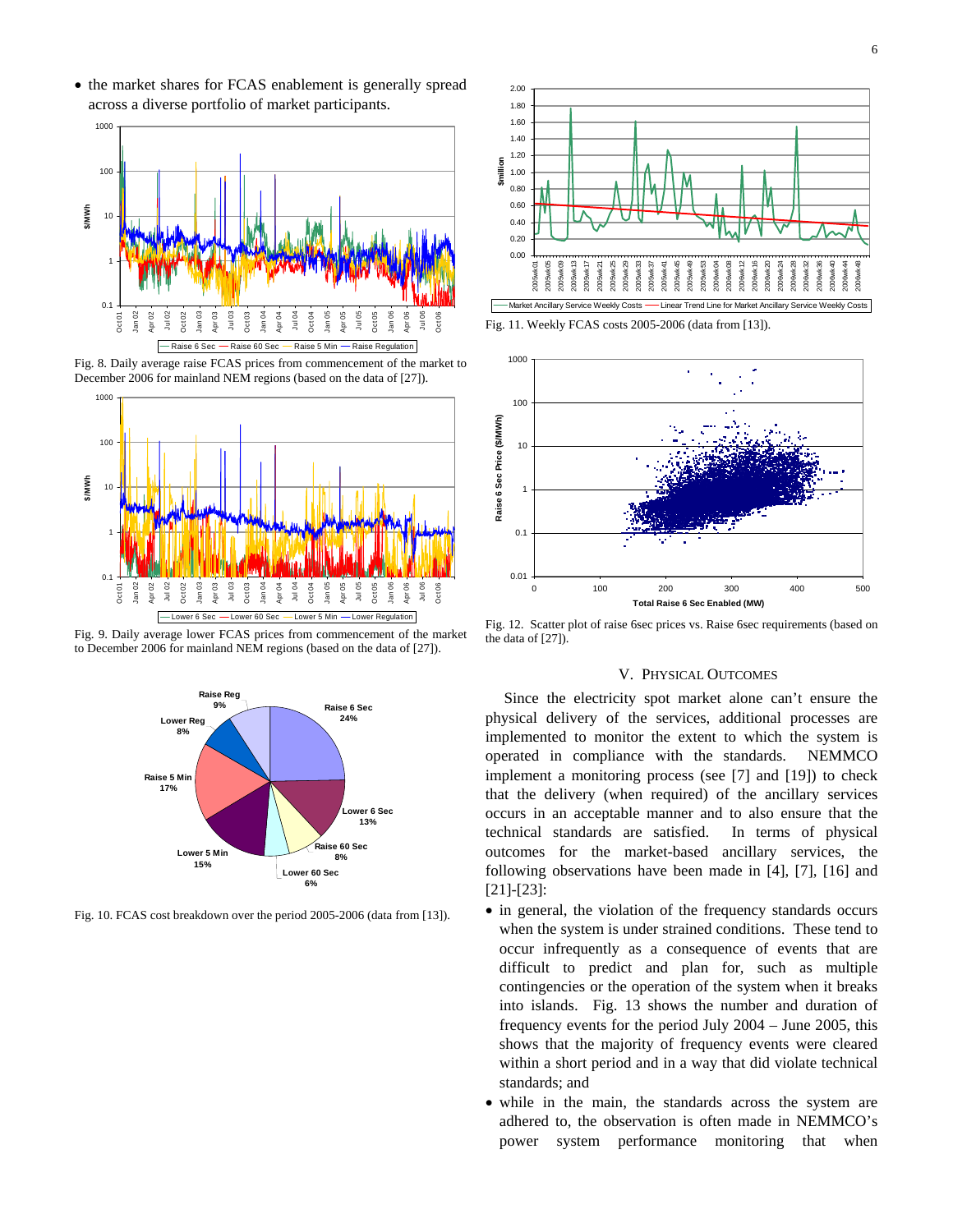- the market shares for FCAS enablement is generally spread across a diverse portfolio of market participants.

Fig. 8. Daily average raise FCAS prices from commencement of the market to December 2006 for mainland NEM regions (based on the data of [27]).

Fig. 9. Daily average lower FCAS prices from commencement of the market to December 2006 for mainland NEM regions (based on the data of [27]).

Fig. 10. FCAS cost breakdown over the period 2005-2006 (data from [13]).

Fig. 11. Weekly FCAS costs 2005-2006 (data from [13]).

Fig. 12. Scatter plot of raise 6sec prices vs. Raise 6sec requirements (based on the data of [27]).

## V. Physical Outcomes

Since the electricity spot market alone can't ensure the physical delivery of the services, additional processes are implemented to monitor the extent to which the system is operated in compliance with the standards. NEMMCO implement a monitoring process (see [7] and [19]) to check that the delivery (when required) of the ancillary services occurs in an acceptable manner and to also ensure that the technical standards are satisfied. In terms of physical outcomes for the market-based ancillary services, the following observations have been made in [4], [7], [16] and [21]-[23]:

- in general, the violation of the frequency standards occurs when the system is under strained conditions. These tend to occur infrequently as a consequence of events that are difficult to predict and plan for, such as multiple contingencies or the operation of the system when it breaks into islands. Fig. 13 shows the number and duration of frequency events for the period July 2004 – June 2005, this shows that the majority of frequency events were cleared within a short period and in a way that did violate technical standards; and
- while in the main, the standards across the system are adhered to, the observation is often made in NEMMCO's power system performance monitoring that when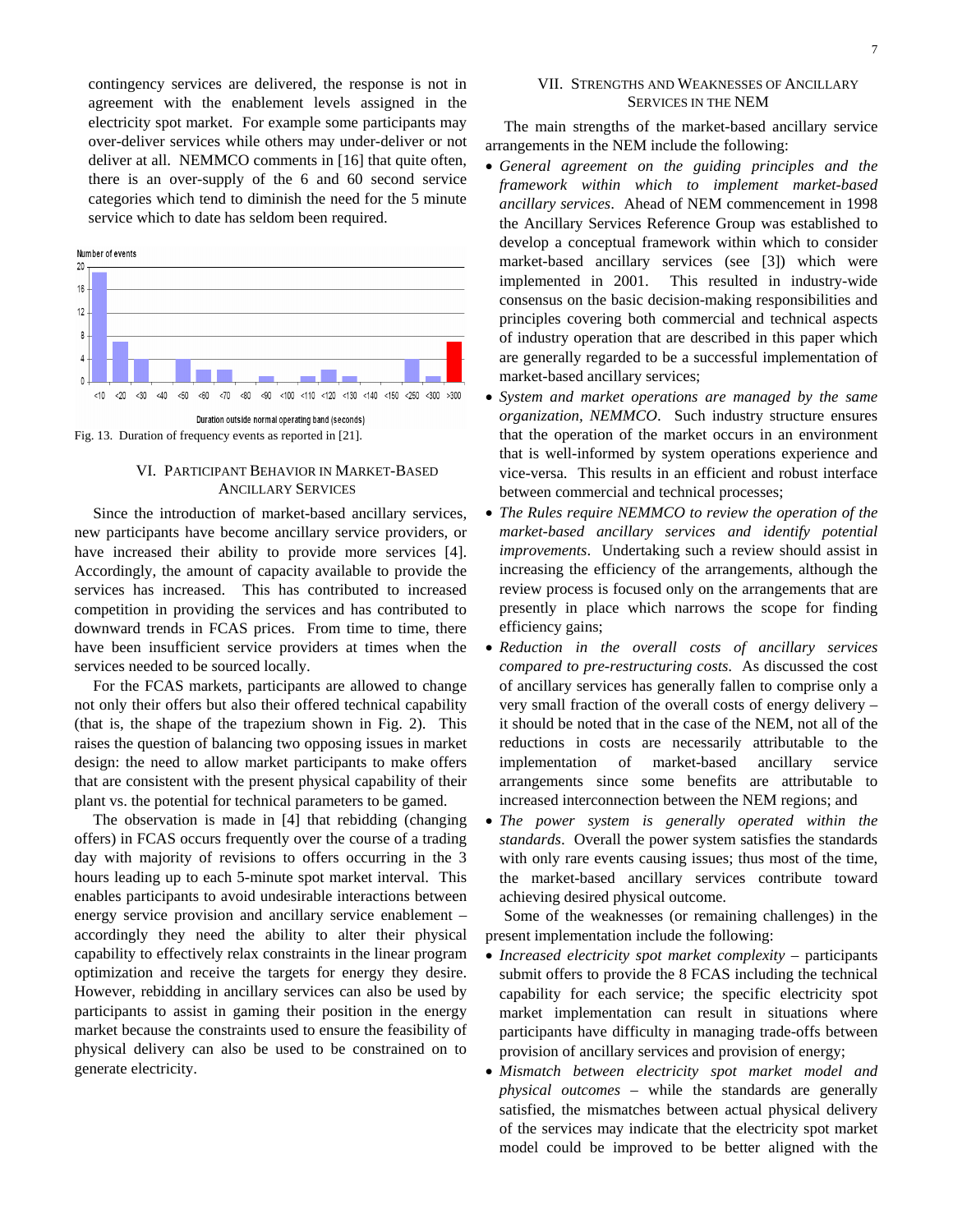contingency services are delivered, the response is not in agreement with the enablement levels assigned in the electricity spot market. For example some participants may over-deliver services while others may under-deliver or not deliver at all. NEMMCO comments in [16] that quite often, there is an over-supply of the 6 and 60 second service categories which tend to diminish the need for the 5 minute service which to date has seldom been required.

Number of events

20
16
12
8
4
0

<10 <20 <30 <40 <50 <60 <70 <80 <90 <100 <110 <120 <130 <140 <150 <250 <300 >300

Duration outside normal operating band (seconds)

Fig. 13. Duration of frequency events as reported in [21].

## VI. Participant Behavior in Market-Based Ancillary Services

Since the introduction of market-based ancillary services, new participants have become ancillary service providers, or have increased their ability to provide more services [4]. Accordingly, the amount of capacity available to provide the services has increased. This has contributed to increased competition in providing the services and has contributed to downward trends in FCAS prices. From time to time, there have been insufficient service providers at times when the services needed to be sourced locally.

For the FCAS markets, participants are allowed to change not only their offers but also their offered technical capability (that is, the shape of the trapezium shown in Fig. 2). This raises the question of balancing two opposing issues in market design: the need to allow market participants to make offers that are consistent with the present physical capability of their plant vs. the potential for technical parameters to be gamed.

The observation is made in [4] that rebidding (changing offers) in FCAS occurs frequently over the course of a trading day with majority of revisions to offers occurring in the 3 hours leading up to each 5-minute spot market interval. This enables participants to avoid undesirable interactions between energy service provision and ancillary service enablement – accordingly they need the ability to alter their physical capability to effectively relax constraints in the linear program optimization and receive the targets for energy they desire. However, rebidding in ancillary services can also be used by participants to assist in gaming their position in the energy market because the constraints used to ensure the feasibility of physical delivery can also be used to be constrained on to generate electricity.

## VII. Strengths and Weaknesses of Ancillary Services in the NEM

The main strengths of the market-based ancillary service arrangements in the NEM include the following:

- *General agreement on the guiding principles and the framework within which to implement market-based ancillary services*. Ahead of NEM commencement in 1998 the Ancillary Services Reference Group was established to develop a conceptual framework within which to consider market-based ancillary services (see [3]) which were implemented in 2001. This resulted in industry-wide consensus on the basic decision-making responsibilities and principles covering both commercial and technical aspects of industry operation that are described in this paper which are generally regarded to be a successful implementation of market-based ancillary services;
- *System and market operations are managed by the same organization, NEMMCO*. Such industry structure ensures that the operation of the market occurs in an environment that is well-informed by system operations experience and vice-versa. This results in an efficient and robust interface between commercial and technical processes;
- *The Rules require NEMMCO to review the operation of the market-based ancillary services and identify potential improvements*. Undertaking such a review should assist in increasing the efficiency of the arrangements, although the review process is focused only on the arrangements that are presently in place which narrows the scope for finding efficiency gains;
- *Reduction in the overall costs of ancillary services compared to pre-restructuring costs.* As discussed the cost of ancillary services has generally fallen to comprise only a very small fraction of the overall costs of energy delivery – it should be noted that in the case of the NEM, not all of the reductions in costs are necessarily attributable to the implementation of market-based ancillary service arrangements since some benefits are attributable to increased interconnection between the NEM regions; and
- *The power system is generally operated within the standards*. Overall the power system satisfies the standards with only rare events causing issues; thus most of the time, the market-based ancillary services contribute toward achieving desired physical outcome.

Some of the weaknesses (or remaining challenges) in the present implementation include the following:

- *Increased electricity spot market complexity* – participants submit offers to provide the 8 FCAS including the technical capability for each service; the specific electricity spot market implementation can result in situations where participants have difficulty in managing trade-offs between provision of ancillary services and provision of energy;
- *Mismatch between electricity spot market model and physical outcomes* – while the standards are generally satisfied, the mismatches between actual physical delivery of the services may indicate that the electricity spot market model could be improved to be better aligned with the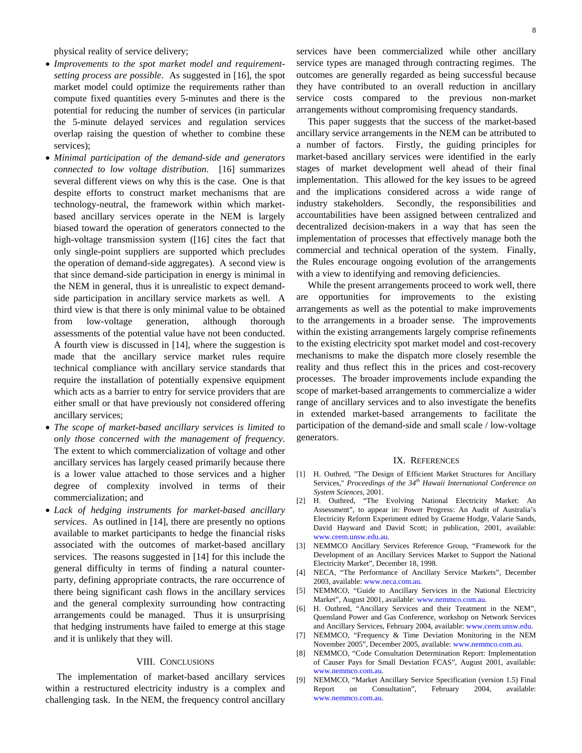physical reality of service delivery;

- *Improvements to the spot market model and requirement-setting process are possible*. As suggested in [16], the spot market model could optimize the requirements rather than compute fixed quantities every 5-minutes and there is the potential for reducing the number of services (in particular the 5-minute delayed services and regulation services overlap raising the question of whether to combine these services);
- *Minimal participation of the demand-side and generators connected to low voltage distribution*. [16] summarizes several different views on why this is the case. One is that despite efforts to construct market mechanisms that are technology-neutral, the framework within which market-based ancillary services operate in the NEM is largely biased toward the operation of generators connected to the high-voltage transmission system ([16] cites the fact that only single-point suppliers are supported which precludes the operation of demand-side aggregates). A second view is that since demand-side participation in energy is minimal in the NEM in general, thus it is unrealistic to expect demand-side participation in ancillary service markets as well. A third view is that there is only minimal value to be obtained from low-voltage generation, although thorough assessments of the potential value have not been conducted. A fourth view is discussed in [14], where the suggestion is made that the ancillary service market rules require technical compliance with ancillary service standards that require the installation of potentially expensive equipment which acts as a barrier to entry for service providers that are either small or that have previously not considered offering ancillary services;
- *The scope of market-based ancillary services is limited to only those concerned with the management of frequency*. The extent to which commercialization of voltage and other ancillary services has largely ceased primarily because there is a lower value attached to those services and a higher degree of complexity involved in terms of their commercialization; and
- *Lack of hedging instruments for market-based ancillary services*. As outlined in [14], there are presently no options available to market participants to hedge the financial risks associated with the outcomes of market-based ancillary services. The reasons suggested in [14] for this include the general difficulty in terms of finding a natural counter-party, defining appropriate contracts, the rare occurrence of there being significant cash flows in the ancillary services and the general complexity surrounding how contracting arrangements could be managed. Thus it is unsurprising that hedging instruments have failed to emerge at this stage and it is unlikely that they will.

## VIII. Conclusions

The implementation of market-based ancillary services within a restructured electricity industry is a complex and challenging task. In the NEM, the frequency control ancillary services have been commercialized while other ancillary service types are managed through contracting regimes. The outcomes are generally regarded as being successful because they have contributed to an overall reduction in ancillary service costs compared to the previous non-market arrangements without compromising frequency standards.

This paper suggests that the success of the market-based ancillary service arrangements in the NEM can be attributed to a number of factors. Firstly, the guiding principles for market-based ancillary services were identified in the early stages of market development well ahead of their final implementation. This allowed for the key issues to be agreed and the implications considered across a wide range of industry stakeholders. Secondly, the responsibilities and accountabilities have been assigned between centralized and decentralized decision-makers in a way that has seen the implementation of processes that effectively manage both the commercial and technical operation of the system. Finally, the Rules encourage ongoing evolution of the arrangements with a view to identifying and removing deficiencies.

While the present arrangements proceed to work well, there are opportunities for improvements to the existing arrangements as well as the potential to make improvements to the arrangements in a broader sense. The improvements within the existing arrangements largely comprise refinements to the existing electricity spot market model and cost-recovery mechanisms to make the dispatch more closely resemble the reality and thus reflect this in the prices and cost-recovery processes. The broader improvements include expanding the scope of market-based arrangements to commercialize a wider range of ancillary services and to also investigate the benefits in extended market-based arrangements to facilitate the participation of the demand-side and small scale / low-voltage generators.

## IX. References

[1] H. Outhred, "The Design of Efficient Market Structures for Ancillary Services," *Proceedings of the 34th Hawaii International Conference on System Sciences*, 2001.

[2] H. Outhred, "The Evolving National Electricity Market: An Assessment", to appear in: Power Progress: An Audit of Australia's Electricity Reform Experiment edited by Graeme Hodge, Valarie Sands, David Hayward and David Scott; in publication, 2001, available: www.ceem.unsw.edu.au.

[3] NEMMCO Ancillary Services Reference Group, "Framework for the Development of an Ancillary Services Market to Support the National Electricity Market", December 18, 1998.

[4] NECA, "The Performance of Ancillary Service Markets", December 2003, available: www.neca.com.au.

[5] NEMMCO, "Guide to Ancillary Services in the National Electricity Market", August 2001, available: www.nemmco.com.au.

[6] H. Outhred, "Ancillary Services and their Treatment in the NEM", Quensland Power and Gas Conference, workshop on Network Services and Ancillary Services, February 2004, available: www.ceem.unsw.edu.

[7] NEMMCO, "Frequency & Time Deviation Monitoring in the NEM November 2005", December 2005, available: www.nemmco.com.au.

[8] NEMMCO, "Code Consultation Determination Report: Implementation of Causer Pays for Small Deviation FCAS", August 2001, available: www.nemmco.com.au.

[9] NEMMCO, "Market Ancillary Service Specification (version 1.5) Final Report on Consultation", February 2004, available: www.nemmco.com.au.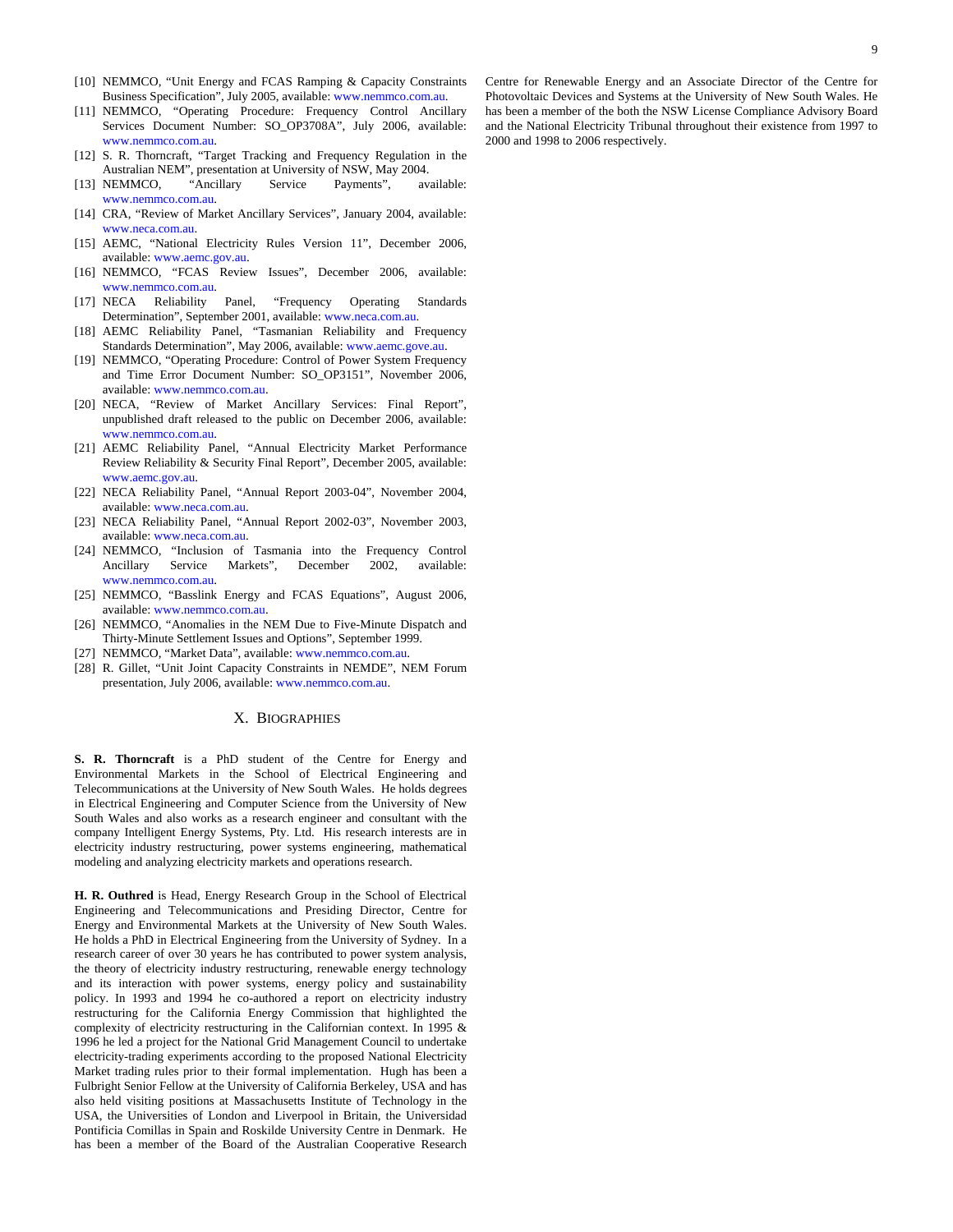[10] NEMMCO, "Unit Energy and FCAS Ramping & Capacity Constraints Business Specification", July 2005, available: www.nemmco.com.au.

[11] NEMMCO, "Operating Procedure: Frequency Control Ancillary Services Document Number: SO_OP3708A", July 2006, available: www.nemmco.com.au.

[12] S. R. Thorncraft, "Target Tracking and Frequency Regulation in the Australian NEM", presentation at University of NSW, May 2004.

[13] NEMMCO, "Ancillary Service Payments", available: www.nemmco.com.au.

[14] CRA, "Review of Market Ancillary Services", January 2004, available: www.neca.com.au.

[15] AEMC, "National Electricity Rules Version 11", December 2006, available: www.aemc.gov.au.

[16] NEMMCO, "FCAS Review Issues", December 2006, available: www.nemmco.com.au.

[17] NECA Reliability Panel, "Frequency Operating Standards Determination", September 2001, available: www.neca.com.au.

[18] AEMC Reliability Panel, "Tasmanian Reliability and Frequency Standards Determination", May 2006, available: www.aemc.gove.au.

[19] NEMMCO, "Operating Procedure: Control of Power System Frequency and Time Error Document Number: SO_OP3151", November 2006, available: www.nemmco.com.au.

[20] NECA, "Review of Market Ancillary Services: Final Report", unpublished draft released to the public on December 2006, available: www.nemmco.com.au.

[21] AEMC Reliability Panel, "Annual Electricity Market Performance Review Reliability & Security Final Report", December 2005, available: www.aemc.gov.au.

[22] NECA Reliability Panel, "Annual Report 2003-04", November 2004, available: www.neca.com.au.

[23] NECA Reliability Panel, "Annual Report 2002-03", November 2003, available: www.neca.com.au.

[24] NEMMCO, "Inclusion of Tasmania into the Frequency Control Ancillary Service Markets", December 2002, available: www.nemmco.com.au.

[25] NEMMCO, "Basslink Energy and FCAS Equations", August 2006, available: www.nemmco.com.au.

[26] NEMMCO, "Anomalies in the NEM Due to Five-Minute Dispatch and Thirty-Minute Settlement Issues and Options", September 1999.

[27] NEMMCO, "Market Data", available: www.nemmco.com.au.

[28] R. Gillet, "Unit Joint Capacity Constraints in NEMDE", NEM Forum presentation, July 2006, available: www.nemmco.com.au.

## X. Biographies

**S. R. Thorncraft** is a PhD student of the Centre for Energy and Environmental Markets in the School of Electrical Engineering and Telecommunications at the University of New South Wales. He holds degrees in Electrical Engineering and Computer Science from the University of New South Wales and also works as a research engineer and consultant with the company Intelligent Energy Systems, Pty. Ltd. His research interests are in electricity industry restructuring, power systems engineering, mathematical modeling and analyzing electricity markets and operations research.

**H. R. Outhred** is Head, Energy Research Group in the School of Electrical Engineering and Telecommunications and Presiding Director, Centre for Energy and Environmental Markets at the University of New South Wales. He holds a PhD in Electrical Engineering from the University of Sydney. In a research career of over 30 years he has contributed to power system analysis, the theory of electricity industry restructuring, renewable energy technology and its interaction with power systems, energy policy and sustainability policy. In 1993 and 1994 he co-authored a report on electricity industry restructuring for the California Energy Commission that highlighted the complexity of electricity restructuring in the Californian context. In 1995 & 1996 he led a project for the National Grid Management Council to undertake electricity-trading experiments according to the proposed National Electricity Market trading rules prior to their formal implementation. Hugh has been a Fulbright Senior Fellow at the University of California Berkeley, USA and has also held visiting positions at Massachusetts Institute of Technology in the USA, the Universities of London and Liverpool in Britain, the Universidad Pontificia Comillas in Spain and Roskilde University Centre in Denmark. He has been a member of the Board of the Australian Cooperative Research Centre for Renewable Energy and an Associate Director of the Centre for Photovoltaic Devices and Systems at the University of New South Wales. He has been a member of the both the NSW License Compliance Advisory Board and the National Electricity Tribunal throughout their existence from 1997 to 2000 and 1998 to 2006 respectively.